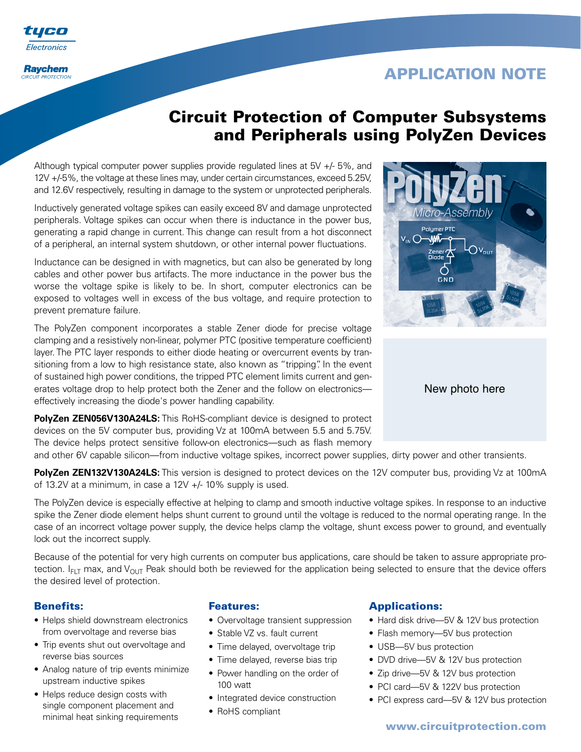APPLICATION NOTE

# Circuit Protection of Computer Subsystems and Peripherals using PolyZen Devices

Although typical computer power supplies provide regulated lines at 5V +/- 5%, and 12V +/-5%, the voltage at these lines may, under certain circumstances, exceed 5.25V, and 12.6V respectively, resulting in damage to the system or unprotected peripherals.

Inductively generated voltage spikes can easily exceed 8V and damage unprotected peripherals. Voltage spikes can occur when there is inductance in the power bus, generating a rapid change in current. This change can result from a hot disconnect of a peripheral, an internal system shutdown, or other internal power fluctuations.

Inductance can be designed in with magnetics, but can also be generated by long cables and other power bus artifacts. The more inductance in the power bus the worse the voltage spike is likely to be. In short, computer electronics can be exposed to voltages well in excess of the bus voltage, and require protection to prevent premature failure.

The PolyZen component incorporates a stable Zener diode for precise voltage clamping and a resistively non-linear, polymer PTC (positive temperature coefficient) layer. The PTC layer responds to either diode heating or overcurrent events by transitioning from a low to high resistance state, also known as "tripping". In the event of sustained high power conditions, the tripped PTC element limits current and generates voltage drop to help protect both the Zener and the follow on electronics—effectively increasing the diode's power handling capability.

New photo here

**PolyZen ZEN056V130A24LS:** This RoHS-compliant device is designed to protect devices on the 5V computer bus, providing Vz at 100mA between 5.5 and 5.75V. The device helps protect sensitive follow-on electronics—such as flash memory and other 6V capable silicon—from inductive voltage spikes, incorrect power supplies, dirty power and other transients.

**PolyZen ZEN132V130A24LS:** This version is designed to protect devices on the 12V computer bus, providing Vz at 100mA of 13.2V at a minimum, in case a 12V +/- 10% supply is used.

The PolyZen device is especially effective at helping to clamp and smooth inductive voltage spikes. In response to an inductive spike the Zener diode element helps shunt current to ground until the voltage is reduced to the normal operating range. In the case of an incorrect voltage power supply, the device helps clamp the voltage, shunt excess power to ground, and eventually lock out the incorrect supply.

Because of the potential for very high currents on computer bus applications, care should be taken to assure appropriate protection. $I_{FLT}$ max, and $V_{OUT}$ Peak should both be reviewed for the application being selected to ensure that the device offers the desired level of protection.

### Benefits:

- Helps shield downstream electronics from overvoltage and reverse bias
- Trip events shut out overvoltage and reverse bias sources
- Analog nature of trip events minimize upstream inductive spikes
- Helps reduce design costs with single component placement and minimal heat sinking requirements

### Features:

- Overvoltage transient suppression
- Stable VZ vs. fault current
- Time delayed, overvoltage trip
- Time delayed, reverse bias trip
- Power handling on the order of 100 watt
- Integrated device construction
- RoHS compliant

### Applications:

- Hard disk drive—5V & 12V bus protection
- Flash memory—5V bus protection
- USB—5V bus protection
- DVD drive—5V & 12V bus protection
- Zip drive—5V & 12V bus protection
- PCI card—5V & 122V bus protection
- PCI express card—5V & 12V bus protection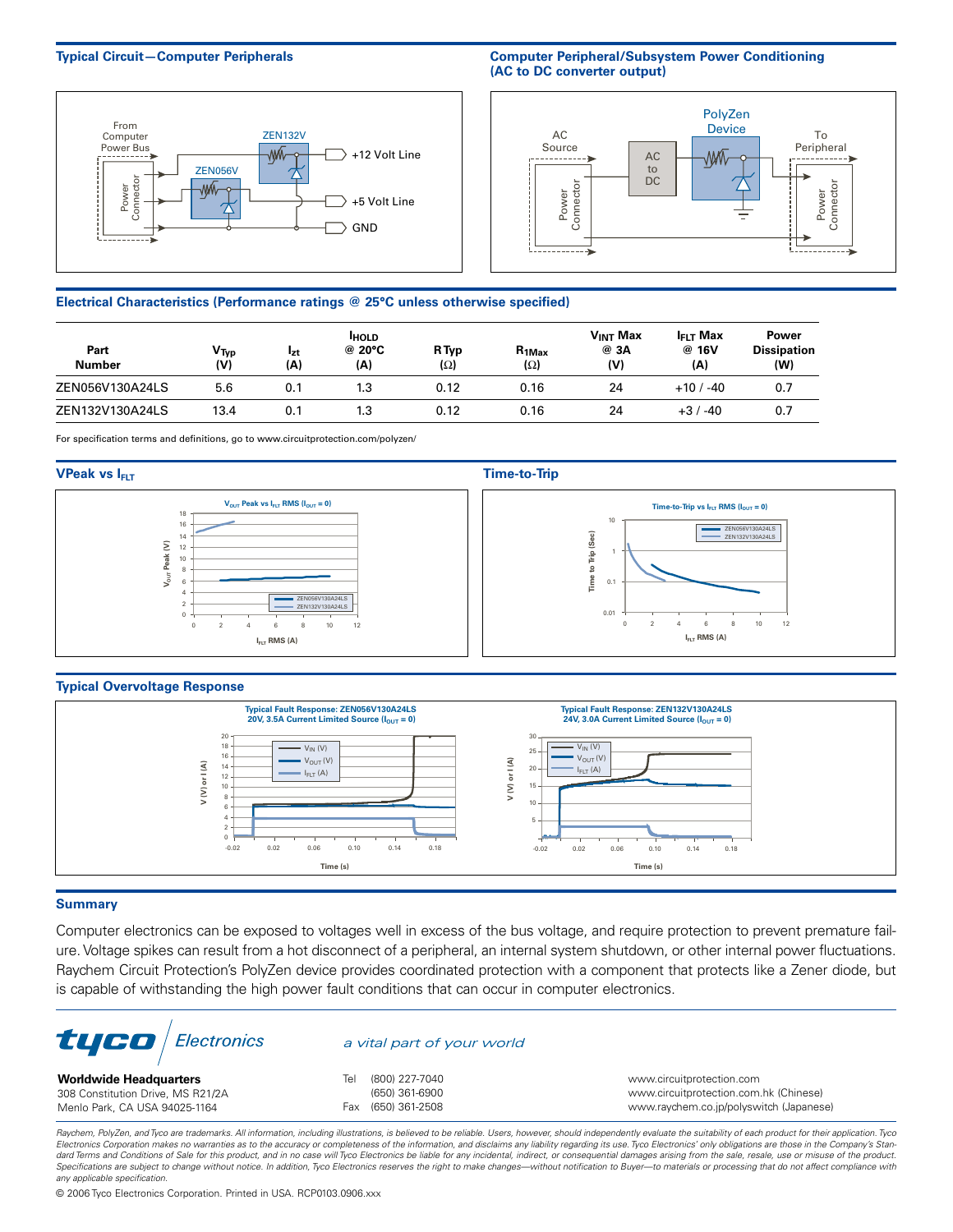## Typical Circuit—Computer Peripherals

From Computer Power Bus
Power Connector
ZEN132V
ZEN056V
+12 Volt Line
+5 Volt Line
GND

## Computer Peripheral/Subsystem Power Conditioning (AC to DC converter output)

AC Source
Power Connector
AC to DC
PolyZen Device
To Peripheral
Power Connector

## Electrical Characteristics (Performance ratings @ 25°C unless otherwise specified)

| Part Number | $V_{Typ}$ (V) | $I_{zt}$ (A) | $I_{HOLD}$ @ 20°C (A) | R Typ (Ω) | $R_{1Max}$ (Ω) | $V_{INT}$ Max @ 3A (V) | $I_{FLT}$ Max @ 16V (A) | Power Dissipation (W) |
|---|---|---|---|---|---|---|---|---|
| ZEN056V130A24LS | 5.6 | 0.1 | 1.3 | 0.12 | 0.16 | 24 | +10 / -40 | 0.7 |
| ZEN132V130A24LS | 13.4 | 0.1 | 1.3 | 0.12 | 0.16 | 24 | +3 / -40 | 0.7 |

For specification terms and definitions, go to www.circuitprotection.com/polyzen/

## VPeak vs $I_{FLT}$

$V_{OUT}$ Peak vs $I_{FLT}$ RMS ($I_{OUT}$ = 0)
$V_{OUT}$ Peak (V)
$I_{FLT}$ RMS (A)
ZEN056V130A24LS
ZEN132V130A24LS

## Time-to-Trip

Time-to-Trip vs $I_{FLT}$ RMS ($I_{OUT}$ = 0)
Time to Trip (Sec)
$I_{FLT}$ RMS (A)
ZEN056V130A24LS
ZEN132V130A24LS

## Typical Overvoltage Response

Typical Fault Response: ZEN056V130A24LS
20V, 3.5A Current Limited Source ($I_{OUT}$ = 0)
V (V) or I (A)
Time (s)
$V_{IN}$ (V)
$V_{OUT}$ (V)
$I_{FLT}$ (A)

Typical Fault Response: ZEN132V130A24LS
24V, 3.0A Current Limited Source ($I_{OUT}$ = 0)
V (V) or I (A)
Time (s)
$V_{IN}$ (V)
$V_{OUT}$ (V)
$I_{FLT}$ (A)

## Summary

Computer electronics can be exposed to voltages well in excess of the bus voltage, and require protection to prevent premature failure. Voltage spikes can result from a hot disconnect of a peripheral, an internal system shutdown, or other internal power fluctuations. Raychem Circuit Protection's PolyZen device provides coordinated protection with a component that protects like a Zener diode, but is capable of withstanding the high power fault conditions that can occur in computer electronics.

tyco Electronics

*a vital part of your world*

**Worldwide Headquarters**
308 Constitution Drive, MS R21/2A
Menlo Park, CA USA 94025-1164

Tel (800) 227-7040
(650) 361-6900
Fax (650) 361-2508

www.circuitprotection.com
www.circuitprotection.com.hk (Chinese)
www.raychem.co.jp/polyswitch (Japanese)

*Raychem, PolyZen, and Tyco are trademarks. All information, including illustrations, is believed to be reliable. Users, however, should independently evaluate the suitability of each product for their application. Tyco Electronics Corporation makes no warranties as to the accuracy or completeness of the information, and disclaims any liability regarding its use. Tyco Electronics' only obligations are those in the Company's Standard Terms and Conditions of Sale for this product, and in no case will Tyco Electronics be liable for any incidental, indirect, or consequential damages arising from the sale, resale, use or misuse of the product. Specifications are subject to change without notice. In addition, Tyco Electronics reserves the right to make changes—without notification to Buyer—to materials or processing that do not affect compliance with any applicable specification.*

© 2006 Tyco Electronics Corporation. Printed in USA. RCP0103.0906.xxx